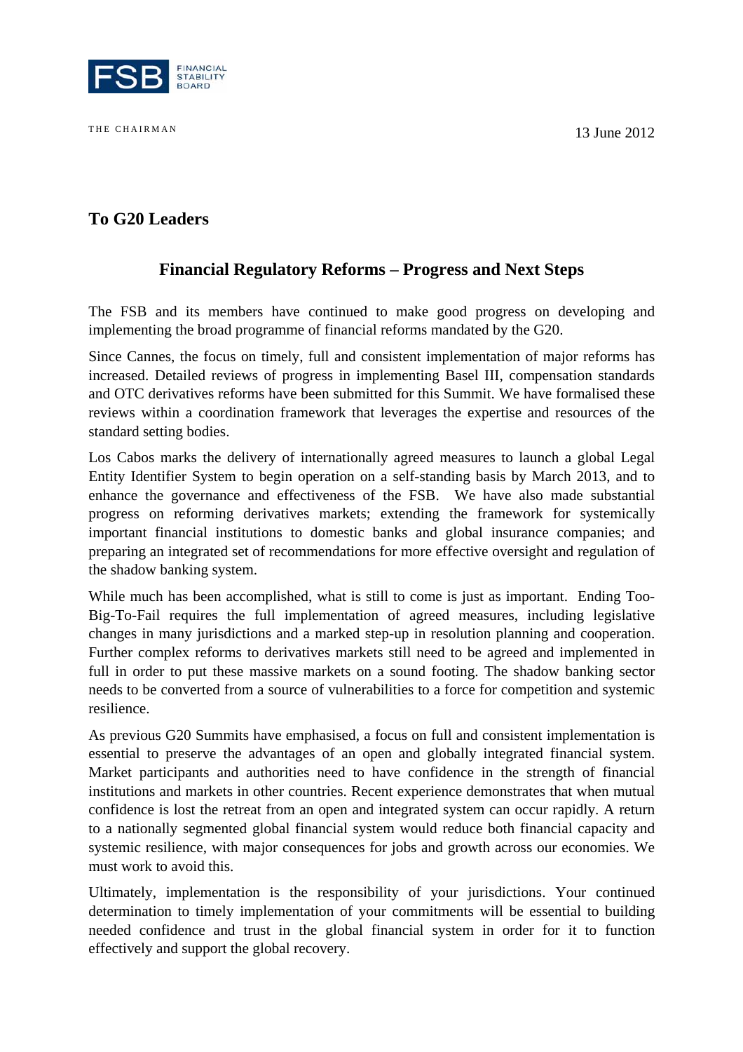FSB FINANCIAL STABILITY BOARD

THE CHAIRMAN

13 June 2012

**To G20 Leaders**

## Financial Regulatory Reforms – Progress and Next Steps

The FSB and its members have continued to make good progress on developing and implementing the broad programme of financial reforms mandated by the G20.

Since Cannes, the focus on timely, full and consistent implementation of major reforms has increased. Detailed reviews of progress in implementing Basel III, compensation standards and OTC derivatives reforms have been submitted for this Summit. We have formalised these reviews within a coordination framework that leverages the expertise and resources of the standard setting bodies.

Los Cabos marks the delivery of internationally agreed measures to launch a global Legal Entity Identifier System to begin operation on a self-standing basis by March 2013, and to enhance the governance and effectiveness of the FSB. We have also made substantial progress on reforming derivatives markets; extending the framework for systemically important financial institutions to domestic banks and global insurance companies; and preparing an integrated set of recommendations for more effective oversight and regulation of the shadow banking system.

While much has been accomplished, what is still to come is just as important. Ending Too-Big-To-Fail requires the full implementation of agreed measures, including legislative changes in many jurisdictions and a marked step-up in resolution planning and cooperation. Further complex reforms to derivatives markets still need to be agreed and implemented in full in order to put these massive markets on a sound footing. The shadow banking sector needs to be converted from a source of vulnerabilities to a force for competition and systemic resilience.

As previous G20 Summits have emphasised, a focus on full and consistent implementation is essential to preserve the advantages of an open and globally integrated financial system. Market participants and authorities need to have confidence in the strength of financial institutions and markets in other countries. Recent experience demonstrates that when mutual confidence is lost the retreat from an open and integrated system can occur rapidly. A return to a nationally segmented global financial system would reduce both financial capacity and systemic resilience, with major consequences for jobs and growth across our economies. We must work to avoid this.

Ultimately, implementation is the responsibility of your jurisdictions. Your continued determination to timely implementation of your commitments will be essential to building needed confidence and trust in the global financial system in order for it to function effectively and support the global recovery.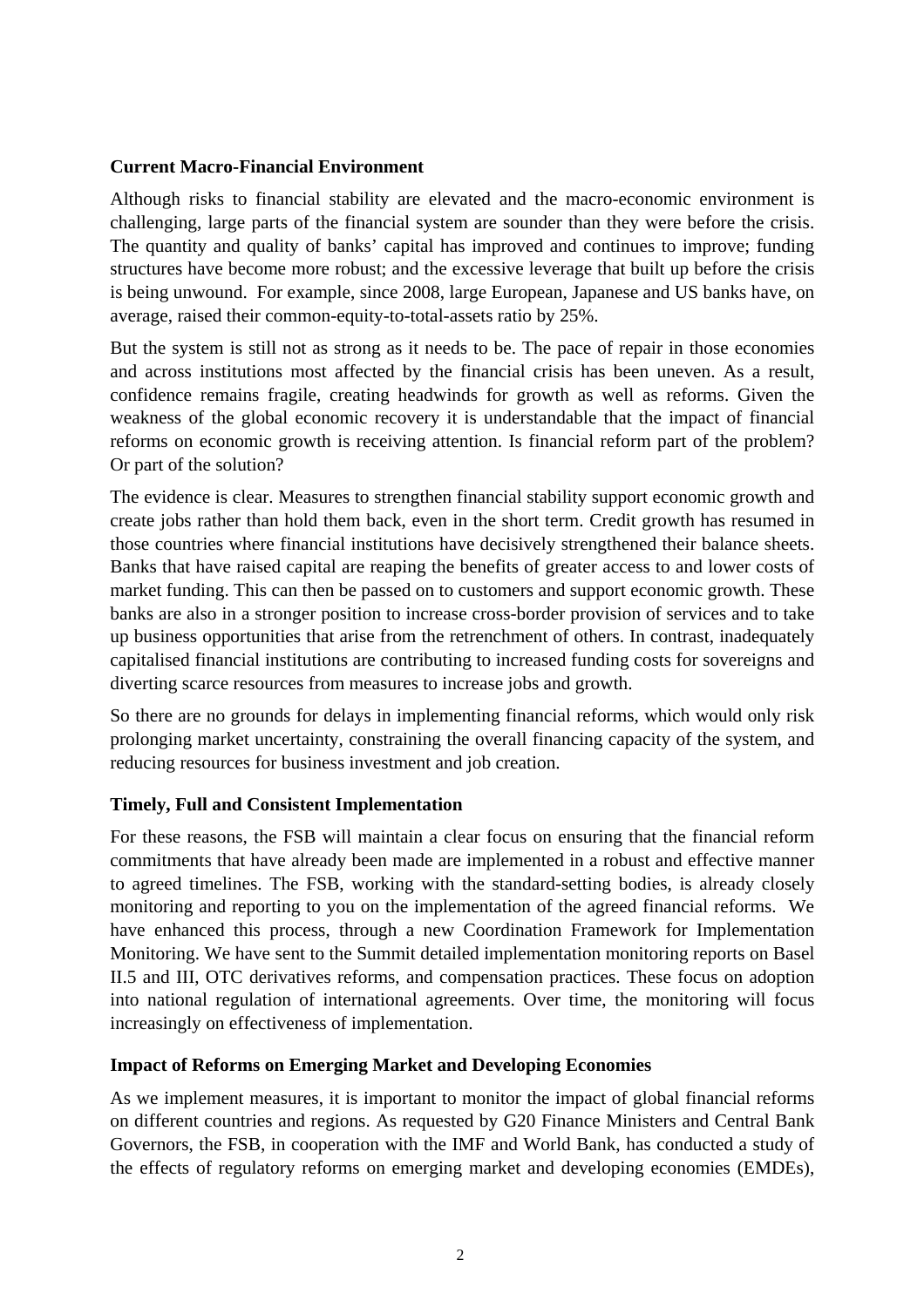**Current Macro-Financial Environment**

Although risks to financial stability are elevated and the macro-economic environment is challenging, large parts of the financial system are sounder than they were before the crisis. The quantity and quality of banks' capital has improved and continues to improve; funding structures have become more robust; and the excessive leverage that built up before the crisis is being unwound. For example, since 2008, large European, Japanese and US banks have, on average, raised their common-equity-to-total-assets ratio by 25%.

But the system is still not as strong as it needs to be. The pace of repair in those economies and across institutions most affected by the financial crisis has been uneven. As a result, confidence remains fragile, creating headwinds for growth as well as reforms. Given the weakness of the global economic recovery it is understandable that the impact of financial reforms on economic growth is receiving attention. Is financial reform part of the problem? Or part of the solution?

The evidence is clear. Measures to strengthen financial stability support economic growth and create jobs rather than hold them back, even in the short term. Credit growth has resumed in those countries where financial institutions have decisively strengthened their balance sheets. Banks that have raised capital are reaping the benefits of greater access to and lower costs of market funding. This can then be passed on to customers and support economic growth. These banks are also in a stronger position to increase cross-border provision of services and to take up business opportunities that arise from the retrenchment of others. In contrast, inadequately capitalised financial institutions are contributing to increased funding costs for sovereigns and diverting scarce resources from measures to increase jobs and growth.

So there are no grounds for delays in implementing financial reforms, which would only risk prolonging market uncertainty, constraining the overall financing capacity of the system, and reducing resources for business investment and job creation.

**Timely, Full and Consistent Implementation**

For these reasons, the FSB will maintain a clear focus on ensuring that the financial reform commitments that have already been made are implemented in a robust and effective manner to agreed timelines. The FSB, working with the standard-setting bodies, is already closely monitoring and reporting to you on the implementation of the agreed financial reforms. We have enhanced this process, through a new Coordination Framework for Implementation Monitoring. We have sent to the Summit detailed implementation monitoring reports on Basel II.5 and III, OTC derivatives reforms, and compensation practices. These focus on adoption into national regulation of international agreements. Over time, the monitoring will focus increasingly on effectiveness of implementation.

**Impact of Reforms on Emerging Market and Developing Economies**

As we implement measures, it is important to monitor the impact of global financial reforms on different countries and regions. As requested by G20 Finance Ministers and Central Bank Governors, the FSB, in cooperation with the IMF and World Bank, has conducted a study of the effects of regulatory reforms on emerging market and developing economies (EMDEs),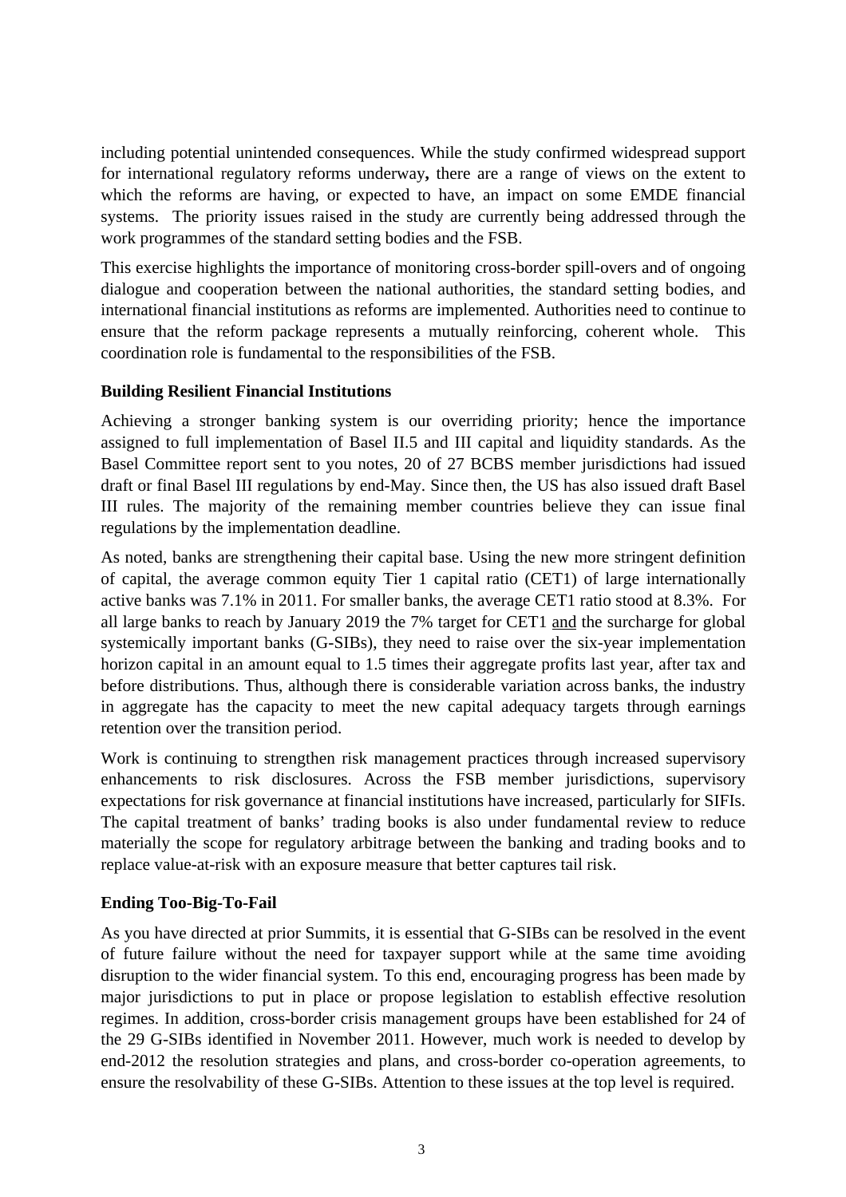including potential unintended consequences. While the study confirmed widespread support for international regulatory reforms underway**,** there are a range of views on the extent to which the reforms are having, or expected to have, an impact on some EMDE financial systems. The priority issues raised in the study are currently being addressed through the work programmes of the standard setting bodies and the FSB.

This exercise highlights the importance of monitoring cross-border spill-overs and of ongoing dialogue and cooperation between the national authorities, the standard setting bodies, and international financial institutions as reforms are implemented. Authorities need to continue to ensure that the reform package represents a mutually reinforcing, coherent whole. This coordination role is fundamental to the responsibilities of the FSB.

**Building Resilient Financial Institutions**

Achieving a stronger banking system is our overriding priority; hence the importance assigned to full implementation of Basel II.5 and III capital and liquidity standards. As the Basel Committee report sent to you notes, 20 of 27 BCBS member jurisdictions had issued draft or final Basel III regulations by end-May. Since then, the US has also issued draft Basel III rules. The majority of the remaining member countries believe they can issue final regulations by the implementation deadline.

As noted, banks are strengthening their capital base. Using the new more stringent definition of capital, the average common equity Tier 1 capital ratio (CET1) of large internationally active banks was 7.1% in 2011. For smaller banks, the average CET1 ratio stood at 8.3%. For all large banks to reach by January 2019 the 7% target for CET1 <u>and</u> the surcharge for global systemically important banks (G-SIBs), they need to raise over the six-year implementation horizon capital in an amount equal to 1.5 times their aggregate profits last year, after tax and before distributions. Thus, although there is considerable variation across banks, the industry in aggregate has the capacity to meet the new capital adequacy targets through earnings retention over the transition period.

Work is continuing to strengthen risk management practices through increased supervisory enhancements to risk disclosures. Across the FSB member jurisdictions, supervisory expectations for risk governance at financial institutions have increased, particularly for SIFIs. The capital treatment of banks' trading books is also under fundamental review to reduce materially the scope for regulatory arbitrage between the banking and trading books and to replace value-at-risk with an exposure measure that better captures tail risk.

**Ending Too-Big-To-Fail**

As you have directed at prior Summits, it is essential that G-SIBs can be resolved in the event of future failure without the need for taxpayer support while at the same time avoiding disruption to the wider financial system. To this end, encouraging progress has been made by major jurisdictions to put in place or propose legislation to establish effective resolution regimes. In addition, cross-border crisis management groups have been established for 24 of the 29 G-SIBs identified in November 2011. However, much work is needed to develop by end-2012 the resolution strategies and plans, and cross-border co-operation agreements, to ensure the resolvability of these G-SIBs. Attention to these issues at the top level is required.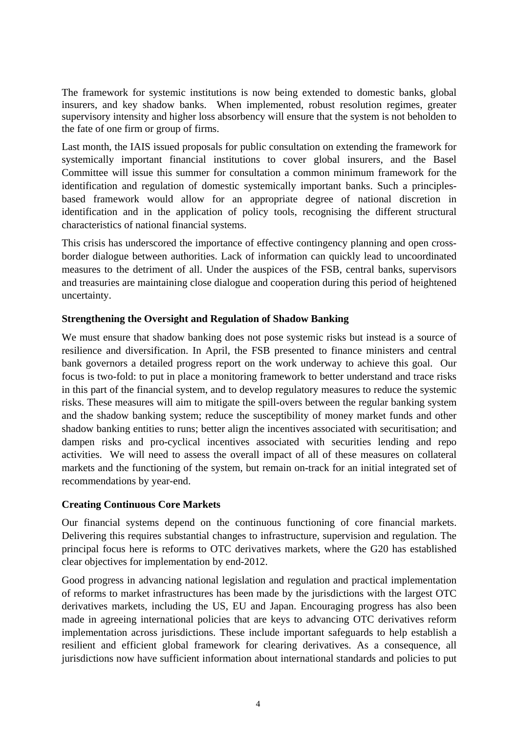The framework for systemic institutions is now being extended to domestic banks, global insurers, and key shadow banks. When implemented, robust resolution regimes, greater supervisory intensity and higher loss absorbency will ensure that the system is not beholden to the fate of one firm or group of firms.

Last month, the IAIS issued proposals for public consultation on extending the framework for systemically important financial institutions to cover global insurers, and the Basel Committee will issue this summer for consultation a common minimum framework for the identification and regulation of domestic systemically important banks. Such a principles-based framework would allow for an appropriate degree of national discretion in identification and in the application of policy tools, recognising the different structural characteristics of national financial systems.

This crisis has underscored the importance of effective contingency planning and open cross-border dialogue between authorities. Lack of information can quickly lead to uncoordinated measures to the detriment of all. Under the auspices of the FSB, central banks, supervisors and treasuries are maintaining close dialogue and cooperation during this period of heightened uncertainty.

**Strengthening the Oversight and Regulation of Shadow Banking**

We must ensure that shadow banking does not pose systemic risks but instead is a source of resilience and diversification. In April, the FSB presented to finance ministers and central bank governors a detailed progress report on the work underway to achieve this goal. Our focus is two-fold: to put in place a monitoring framework to better understand and trace risks in this part of the financial system, and to develop regulatory measures to reduce the systemic risks. These measures will aim to mitigate the spill-overs between the regular banking system and the shadow banking system; reduce the susceptibility of money market funds and other shadow banking entities to runs; better align the incentives associated with securitisation; and dampen risks and pro-cyclical incentives associated with securities lending and repo activities. We will need to assess the overall impact of all of these measures on collateral markets and the functioning of the system, but remain on-track for an initial integrated set of recommendations by year-end.

**Creating Continuous Core Markets**

Our financial systems depend on the continuous functioning of core financial markets. Delivering this requires substantial changes to infrastructure, supervision and regulation. The principal focus here is reforms to OTC derivatives markets, where the G20 has established clear objectives for implementation by end-2012.

Good progress in advancing national legislation and regulation and practical implementation of reforms to market infrastructures has been made by the jurisdictions with the largest OTC derivatives markets, including the US, EU and Japan. Encouraging progress has also been made in agreeing international policies that are keys to advancing OTC derivatives reform implementation across jurisdictions. These include important safeguards to help establish a resilient and efficient global framework for clearing derivatives. As a consequence, all jurisdictions now have sufficient information about international standards and policies to put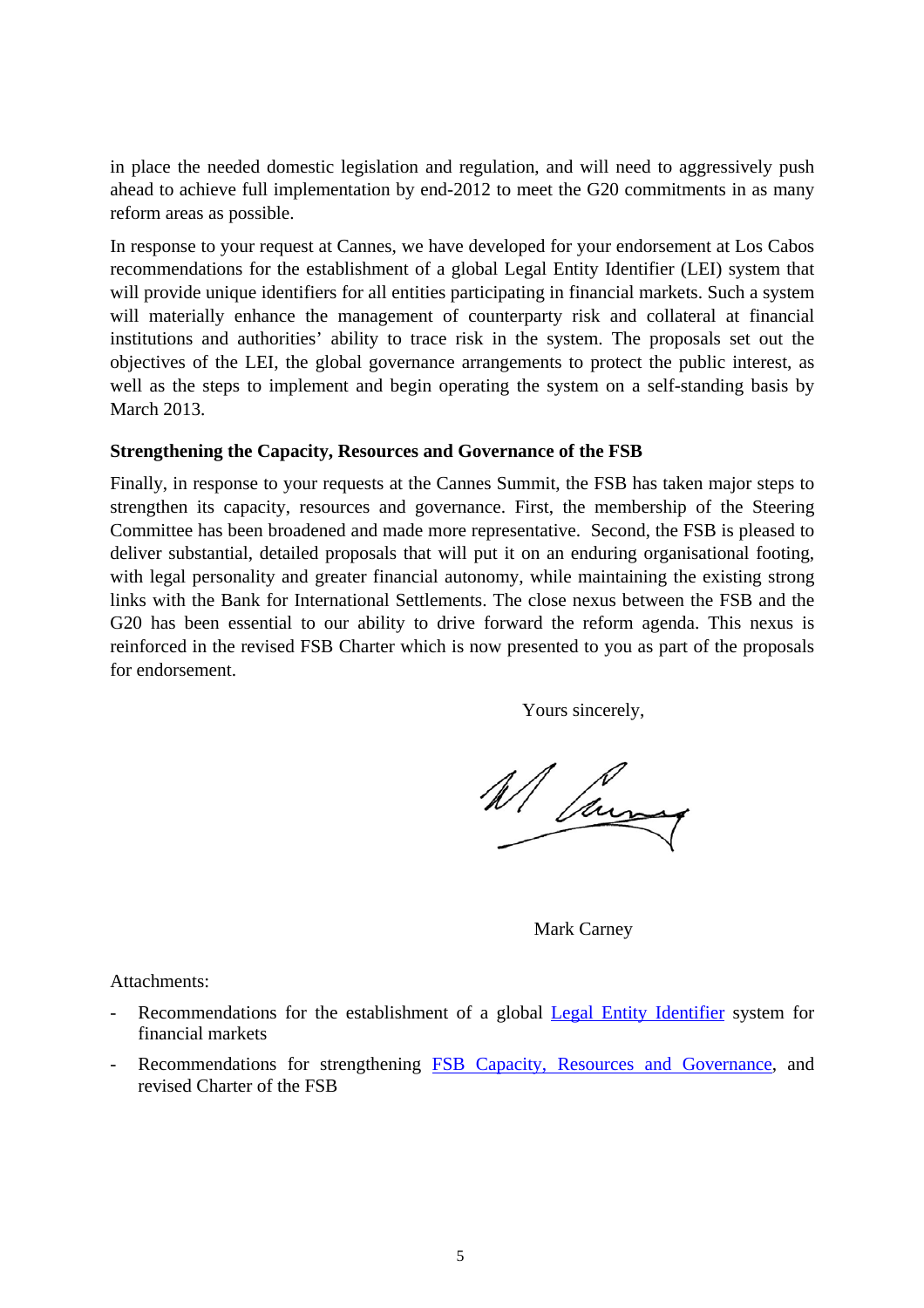in place the needed domestic legislation and regulation, and will need to aggressively push ahead to achieve full implementation by end-2012 to meet the G20 commitments in as many reform areas as possible.

In response to your request at Cannes, we have developed for your endorsement at Los Cabos recommendations for the establishment of a global Legal Entity Identifier (LEI) system that will provide unique identifiers for all entities participating in financial markets. Such a system will materially enhance the management of counterparty risk and collateral at financial institutions and authorities' ability to trace risk in the system. The proposals set out the objectives of the LEI, the global governance arrangements to protect the public interest, as well as the steps to implement and begin operating the system on a self-standing basis by March 2013.

**Strengthening the Capacity, Resources and Governance of the FSB**

Finally, in response to your requests at the Cannes Summit, the FSB has taken major steps to strengthen its capacity, resources and governance. First, the membership of the Steering Committee has been broadened and made more representative. Second, the FSB is pleased to deliver substantial, detailed proposals that will put it on an enduring organisational footing, with legal personality and greater financial autonomy, while maintaining the existing strong links with the Bank for International Settlements. The close nexus between the FSB and the G20 has been essential to our ability to drive forward the reform agenda. This nexus is reinforced in the revised FSB Charter which is now presented to you as part of the proposals for endorsement.

Yours sincerely,

Mark Carney

Attachments:

- Recommendations for the establishment of a global Legal Entity Identifier system for financial markets
- Recommendations for strengthening FSB Capacity, Resources and Governance, and revised Charter of the FSB